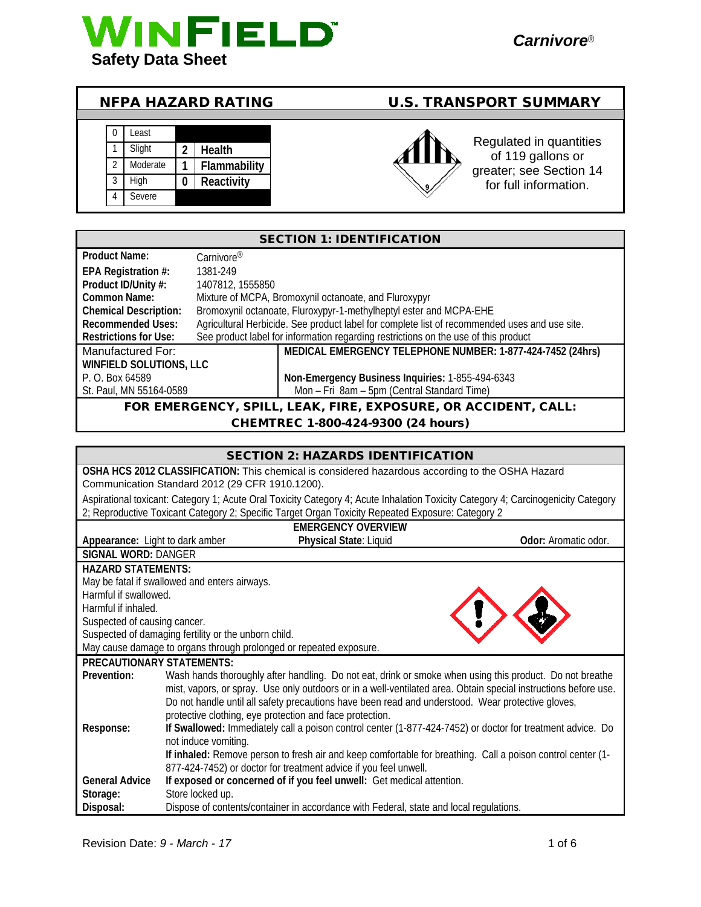# WINFIELD Safety Data Sheet

**Carnivore®**

## NFPA HAZARD RATING

| | | | |
|---|---|---|---|
| 0 | Least | | |
| 1 | Slight | 2 | Health |
| 2 | Moderate | 1 | Flammability |
| 3 | High | 0 | Reactivity |
| 4 | Severe | | |

## U.S. TRANSPORT SUMMARY

Regulated in quantities of 119 gallons or greater; see Section 14 for full information.

## SECTION 1: IDENTIFICATION

| | |
|---|---|
| **Product Name:** | Carnivore® |
| **EPA Registration #:** | 1381-249 |
| **Product ID/Unity #:** | 1407812, 1555850 |
| **Common Name:** | Mixture of MCPA, Bromoxynil octanoate, and Fluroxypyr |
| **Chemical Description:** | Bromoxynil octanoate, Fluroxypyr-1-methylheptyl ester and MCPA-EHE |
| **Recommended Uses:** | Agricultural Herbicide. See product label for complete list of recommended uses and use site. |
| **Restrictions for Use:** | See product label for information regarding restrictions on the use of this product |

Manufactured For:
**WINFIELD SOLUTIONS, LLC**
P. O. Box 64589
St. Paul, MN 55164-0589

**MEDICAL EMERGENCY TELEPHONE NUMBER: 1-877-424-7452 (24hrs)**

**Non-Emergency Business Inquiries:** 1-855-494-6343
Mon – Fri 8am – 5pm (Central Standard Time)

**FOR EMERGENCY, SPILL, LEAK, FIRE, EXPOSURE, OR ACCIDENT, CALL: CHEMTREC 1-800-424-9300 (24 hours)**

## SECTION 2: HAZARDS IDENTIFICATION

**OSHA HCS 2012 CLASSIFICATION:** This chemical is considered hazardous according to the OSHA Hazard Communication Standard 2012 (29 CFR 1910.1200).

Aspirational toxicant: Category 1; Acute Oral Toxicity Category 4; Acute Inhalation Toxicity Category 4; Carcinogenicity Category 2; Reproductive Toxicant Category 2; Specific Target Organ Toxicity Repeated Exposure: Category 2

**EMERGENCY OVERVIEW**

**Appearance:** Light to dark amber | **Physical State**: Liquid | **Odor:** Aromatic odor.

**SIGNAL WORD:** DANGER

**HAZARD STATEMENTS:**
May be fatal if swallowed and enters airways.
Harmful if swallowed.
Harmful if inhaled.
Suspected of causing cancer.
Suspected of damaging fertility or the unborn child.
May cause damage to organs through prolonged or repeated exposure.

**PRECAUTIONARY STATEMENTS:**

| | |
|---|---|
| **Prevention:** | Wash hands thoroughly after handling. Do not eat, drink or smoke when using this product. Do not breathe mist, vapors, or spray. Use only outdoors or in a well-ventilated area. Obtain special instructions before use. Do not handle until all safety precautions have been read and understood. Wear protective gloves, protective clothing, eye protection and face protection. |
| **Response:** | **If Swallowed:** Immediately call a poison control center (1-877-424-7452) or doctor for treatment advice. Do not induce vomiting. **If inhaled:** Remove person to fresh air and keep comfortable for breathing. Call a poison control center (1-877-424-7452) or doctor for treatment advice if you feel unwell. |
| **General Advice** | **If exposed or concerned of if you feel unwell:** Get medical attention. |
| **Storage:** | Store locked up. |
| **Disposal:** | Dispose of contents/container in accordance with Federal, state and local regulations. |

Revision Date: *9 - March - 17*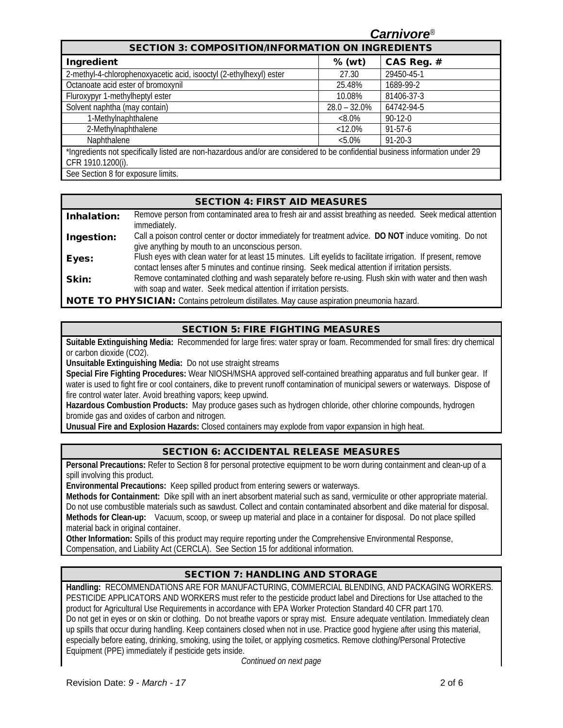## SECTION 3: COMPOSITION/INFORMATION ON INGREDIENTS

| Ingredient | % (wt) | CAS Reg. # |
|---|---|---|
| 2-methyl-4-chlorophenoxyacetic acid, isooctyl (2-ethylhexyl) ester | 27.30 | 29450-45-1 |
| Octanoate acid ester of bromoxynil | 25.48% | 1689-99-2 |
| Fluroxypyr 1-methylheptyl ester | 10.08% | 81406-37-3 |
| Solvent naphtha (may contain) | 28.0 – 32.0% | 64742-94-5 |
| 1-Methylnaphthalene | <8.0% | 90-12-0 |
| 2-Methylnaphthalene | <12.0% | 91-57-6 |
| Naphthalene | <5.0% | 91-20-3 |

*Ingredients not specifically listed are non-hazardous and/or are considered to be confidential business information under 29 CFR 1910.1200(i).

See Section 8 for exposure limits.

## SECTION 4: FIRST AID MEASURES

**Inhalation:** Remove person from contaminated area to fresh air and assist breathing as needed. Seek medical attention immediately.

**Ingestion:** Call a poison control center or doctor immediately for treatment advice. **DO NOT** induce vomiting. Do not give anything by mouth to an unconscious person.

**Eyes:** Flush eyes with clean water for at least 15 minutes. Lift eyelids to facilitate irrigation. If present, remove contact lenses after 5 minutes and continue rinsing. Seek medical attention if irritation persists.

**Skin:** Remove contaminated clothing and wash separately before re-using. Flush skin with water and then wash with soap and water. Seek medical attention if irritation persists.

**NOTE TO PHYSICIAN:** Contains petroleum distillates. May cause aspiration pneumonia hazard.

## SECTION 5: FIRE FIGHTING MEASURES

**Suitable Extinguishing Media:** Recommended for large fires: water spray or foam. Recommended for small fires: dry chemical or carbon dioxide ($CO_2$).

**Unsuitable Extinguishing Media:** Do not use straight streams

**Special Fire Fighting Procedures:** Wear NIOSH/MSHA approved self-contained breathing apparatus and full bunker gear. If water is used to fight fire or cool containers, dike to prevent runoff contamination of municipal sewers or waterways. Dispose of fire control water later. Avoid breathing vapors; keep upwind.

**Hazardous Combustion Products:** May produce gases such as hydrogen chloride, other chlorine compounds, hydrogen bromide gas and oxides of carbon and nitrogen.

**Unusual Fire and Explosion Hazards:** Closed containers may explode from vapor expansion in high heat.

## SECTION 6: ACCIDENTAL RELEASE MEASURES

**Personal Precautions:** Refer to Section 8 for personal protective equipment to be worn during containment and clean-up of a spill involving this product.

**Environmental Precautions:** Keep spilled product from entering sewers or waterways.

**Methods for Containment:** Dike spill with an inert absorbent material such as sand, vermiculite or other appropriate material. Do not use combustible materials such as sawdust. Collect and contain contaminated absorbent and dike material for disposal.

**Methods for Clean-up:** Vacuum, scoop, or sweep up material and place in a container for disposal. Do not place spilled material back in original container.

**Other Information:** Spills of this product may require reporting under the Comprehensive Environmental Response, Compensation, and Liability Act (CERCLA). See Section 15 for additional information.

## SECTION 7: HANDLING AND STORAGE

**Handling:** RECOMMENDATIONS ARE FOR MANUFACTURING, COMMERCIAL BLENDING, AND PACKAGING WORKERS. PESTICIDE APPLICATORS AND WORKERS must refer to the pesticide product label and Directions for Use attached to the product for Agricultural Use Requirements in accordance with EPA Worker Protection Standard 40 CFR part 170.
Do not get in eyes or on skin or clothing. Do not breathe vapors or spray mist. Ensure adequate ventilation. Immediately clean up spills that occur during handling. Keep containers closed when not in use. Practice good hygiene after using this material, especially before eating, drinking, smoking, using the toilet, or applying cosmetics. Remove clothing/Personal Protective Equipment (PPE) immediately if pesticide gets inside.

*Continued on next page*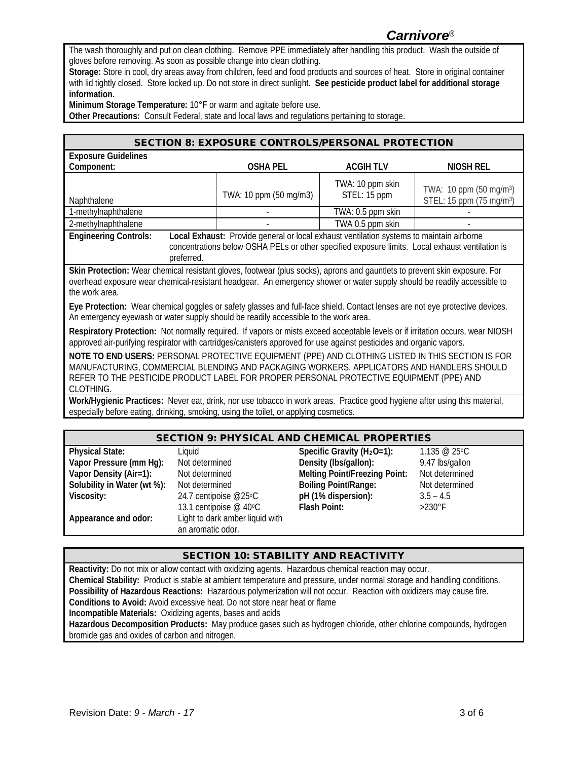The wash thoroughly and put on clean clothing. Remove PPE immediately after handling this product. Wash the outside of gloves before removing. As soon as possible change into clean clothing.

**Storage:** Store in cool, dry areas away from children, feed and food products and sources of heat. Store in original container with lid tightly closed. Store locked up. Do not store in direct sunlight. **See pesticide product label for additional storage information.**

**Minimum Storage Temperature:** 10°F or warm and agitate before use.

**Other Precautions:** Consult Federal, state and local laws and regulations pertaining to storage.

## SECTION 8: EXPOSURE CONTROLS/PERSONAL PROTECTION

**Exposure Guidelines**

| Component: | OSHA PEL | ACGIH TLV | NIOSH REL |
|---|---|---|---|
| Naphthalene | TWA: 10 ppm (50 mg/m3) | TWA: 10 ppm skin<br>STEL: 15 ppm | TWA: 10 ppm (50 mg/m$^3$)<br>STEL: 15 ppm (75 mg/m$^3$) |
| 1-methylnaphthalene | - | TWA: 0.5 ppm skin | - |
| 2-methylnaphthalene | - | TWA 0.5 ppm skin | - |

**Engineering Controls:** **Local Exhaust:** Provide general or local exhaust ventilation systems to maintain airborne concentrations below OSHA PELs or other specified exposure limits. Local exhaust ventilation is preferred.

**Skin Protection:** Wear chemical resistant gloves, footwear (plus socks), aprons and gauntlets to prevent skin exposure. For overhead exposure wear chemical-resistant headgear. An emergency shower or water supply should be readily accessible to the work area.

**Eye Protection:** Wear chemical goggles or safety glasses and full-face shield. Contact lenses are not eye protective devices. An emergency eyewash or water supply should be readily accessible to the work area.

**Respiratory Protection:** Not normally required. If vapors or mists exceed acceptable levels or if irritation occurs, wear NIOSH approved air-purifying respirator with cartridges/canisters approved for use against pesticides and organic vapors.

**NOTE TO END USERS:** PERSONAL PROTECTIVE EQUIPMENT (PPE) AND CLOTHING LISTED IN THIS SECTION IS FOR MANUFACTURING, COMMERCIAL BLENDING AND PACKAGING WORKERS. APPLICATORS AND HANDLERS SHOULD REFER TO THE PESTICIDE PRODUCT LABEL FOR PROPER PERSONAL PROTECTIVE EQUIPMENT (PPE) AND CLOTHING.

**Work/Hygienic Practices:** Never eat, drink, nor use tobacco in work areas. Practice good hygiene after using this material, especially before eating, drinking, smoking, using the toilet, or applying cosmetics.

## SECTION 9: PHYSICAL AND CHEMICAL PROPERTIES

| | | | |
|---|---|---|---|
| **Physical State:** | Liquid | **Specific Gravity ($H_2O$=1):** | 1.135 @ 25°C |
| **Vapor Pressure (mm Hg):** | Not determined | **Density (lbs/gallon):** | 9.47 lbs/gallon |
| **Vapor Density (Air=1):** | Not determined | **Melting Point/Freezing Point:** | Not determined |
| **Solubility in Water (wt %):** | Not determined | **Boiling Point/Range:** | Not determined |
| **Viscosity:** | 24.7 centipoise @25°C<br>13.1 centipoise @ 40°C | **pH (1% dispersion):** | 3.5 – 4.5 |
| | | **Flash Point:** | >230°F |
| **Appearance and odor:** | Light to dark amber liquid with an aromatic odor. | | |

## SECTION 10: STABILITY AND REACTIVITY

**Reactivity:** Do not mix or allow contact with oxidizing agents. Hazardous chemical reaction may occur.

**Chemical Stability:** Product is stable at ambient temperature and pressure, under normal storage and handling conditions.

**Possibility of Hazardous Reactions:** Hazardous polymerization will not occur. Reaction with oxidizers may cause fire.

**Conditions to Avoid:** Avoid excessive heat. Do not store near heat or flame

**Incompatible Materials:** Oxidizing agents, bases and acids

**Hazardous Decomposition Products:** May produce gases such as hydrogen chloride, other chlorine compounds, hydrogen bromide gas and oxides of carbon and nitrogen.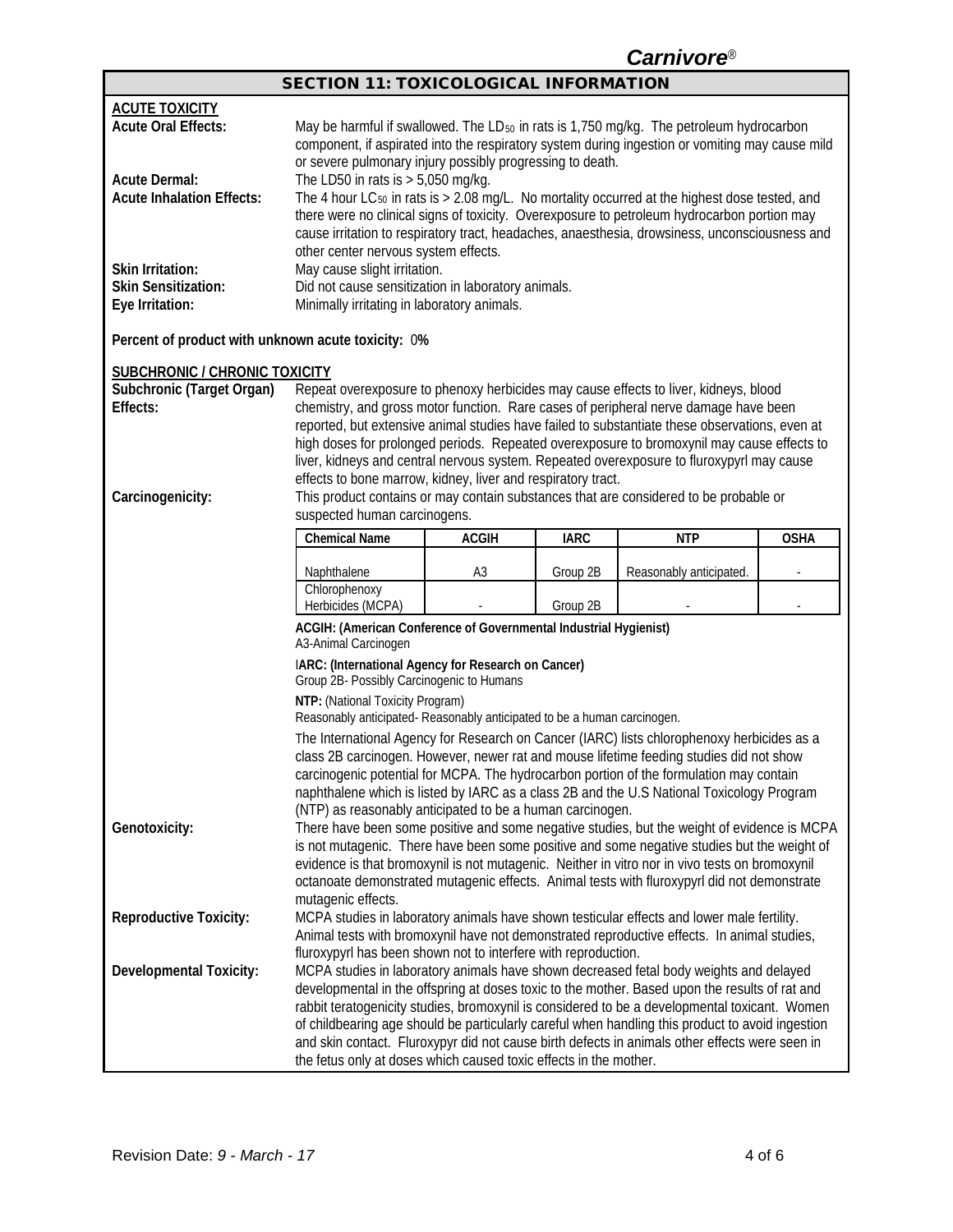## SECTION 11: TOXICOLOGICAL INFORMATION

**ACUTE TOXICITY**

**Acute Oral Effects:** May be harmful if swallowed. The $LD_{50}$ in rats is 1,750 mg/kg. The petroleum hydrocarbon component, if aspirated into the respiratory system during ingestion or vomiting may cause mild or severe pulmonary injury possibly progressing to death.

**Acute Dermal:** The LD50 in rats is > 5,050 mg/kg.

**Acute Inhalation Effects:** The 4 hour $LC_{50}$ in rats is > 2.08 mg/L. No mortality occurred at the highest dose tested, and there were no clinical signs of toxicity. Overexposure to petroleum hydrocarbon portion may cause irritation to respiratory tract, headaches, anaesthesia, drowsiness, unconsciousness and other center nervous system effects.

**Skin Irritation:** May cause slight irritation.

**Skin Sensitization:** Did not cause sensitization in laboratory animals.

**Eye Irritation:** Minimally irritating in laboratory animals.

**Percent of product with unknown acute toxicity:** 0**%**

**SUBCHRONIC / CHRONIC TOXICITY**

**Subchronic (Target Organ) Effects:** Repeat overexposure to phenoxy herbicides may cause effects to liver, kidneys, blood chemistry, and gross motor function. Rare cases of peripheral nerve damage have been reported, but extensive animal studies have failed to substantiate these observations, even at high doses for prolonged periods. Repeated overexposure to bromoxynil may cause effects to liver, kidneys and central nervous system. Repeated overexposure to fluroxypyrl may cause effects to bone marrow, kidney, liver and respiratory tract.

**Carcinogenicity:** This product contains or may contain substances that are considered to be probable or suspected human carcinogens.

| Chemical Name | ACGIH | IARC | NTP | OSHA |
|---|---|---|---|---|
| Naphthalene | A3 | Group 2B | Reasonably anticipated. | - |
| Chlorophenoxy Herbicides (MCPA) | - | Group 2B | - | - |

**ACGIH: (American Conference of Governmental Industrial Hygienist)**
A3-Animal Carcinogen

**IARC: (International Agency for Research on Cancer)**
Group 2B- Possibly Carcinogenic to Humans

**NTP:** (National Toxicity Program)
Reasonably anticipated- Reasonably anticipated to be a human carcinogen.

The International Agency for Research on Cancer (IARC) lists chlorophenoxy herbicides as a class 2B carcinogen. However, newer rat and mouse lifetime feeding studies did not show carcinogenic potential for MCPA. The hydrocarbon portion of the formulation may contain naphthalene which is listed by IARC as a class 2B and the U.S National Toxicology Program (NTP) as reasonably anticipated to be a human carcinogen.

**Genotoxicity:** There have been some positive and some negative studies, but the weight of evidence is MCPA is not mutagenic. There have been some positive and some negative studies but the weight of evidence is that bromoxynil is not mutagenic. Neither in vitro nor in vivo tests on bromoxynil octanoate demonstrated mutagenic effects. Animal tests with fluroxypyrl did not demonstrate mutagenic effects.

**Reproductive Toxicity:** MCPA studies in laboratory animals have shown testicular effects and lower male fertility. Animal tests with bromoxynil have not demonstrated reproductive effects. In animal studies, fluroxypyrl has been shown not to interfere with reproduction.

**Developmental Toxicity:** MCPA studies in laboratory animals have shown decreased fetal body weights and delayed developmental in the offspring at doses toxic to the mother. Based upon the results of rat and rabbit teratogenicity studies, bromoxynil is considered to be a developmental toxicant. Women of childbearing age should be particularly careful when handling this product to avoid ingestion and skin contact. Fluroxypyr did not cause birth defects in animals other effects were seen in the fetus only at doses which caused toxic effects in the mother.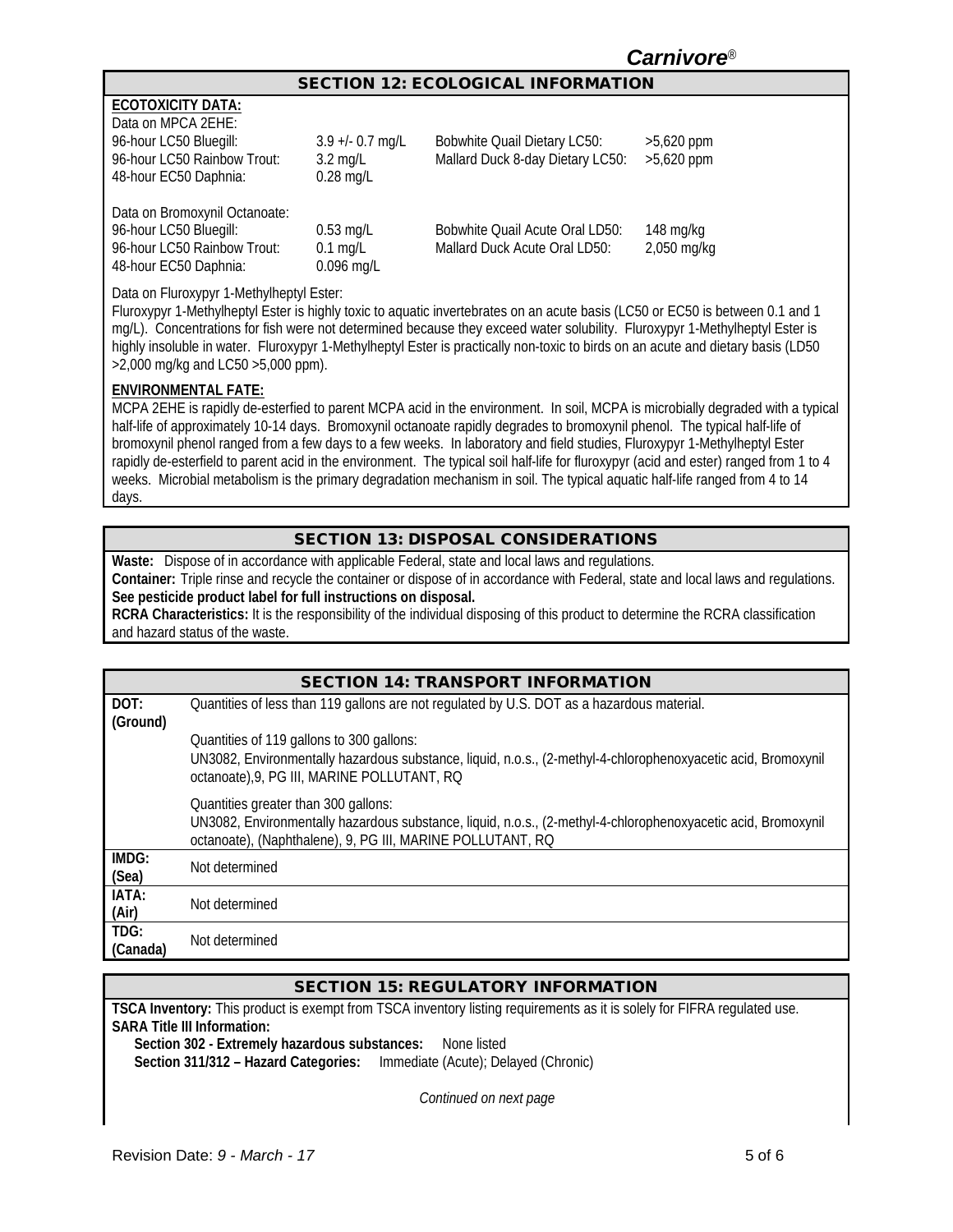## SECTION 12: ECOLOGICAL INFORMATION

**ECOTOXICITY DATA:**

Data on MPCA 2EHE:

| | | | |
|---|---|---|---|
| 96-hour LC50 Bluegill: | 3.9 +/- 0.7 mg/L | Bobwhite Quail Dietary LC50: | >5,620 ppm |
| 96-hour LC50 Rainbow Trout: | 3.2 mg/L | Mallard Duck 8-day Dietary LC50: | >5,620 ppm |
| 48-hour EC50 Daphnia: | 0.28 mg/L | | |

Data on Bromoxynil Octanoate:

| | | | |
|---|---|---|---|
| 96-hour LC50 Bluegill: | 0.53 mg/L | Bobwhite Quail Acute Oral LD50: | 148 mg/kg |
| 96-hour LC50 Rainbow Trout: | 0.1 mg/L | Mallard Duck Acute Oral LD50: | 2,050 mg/kg |
| 48-hour EC50 Daphnia: | 0.096 mg/L | | |

Data on Fluroxypyr 1-Methylheptyl Ester:
Fluroxypyr 1-Methylheptyl Ester is highly toxic to aquatic invertebrates on an acute basis (LC50 or EC50 is between 0.1 and 1 mg/L). Concentrations for fish were not determined because they exceed water solubility. Fluroxypyr 1-Methylheptyl Ester is highly insoluble in water. Fluroxypyr 1-Methylheptyl Ester is practically non-toxic to birds on an acute and dietary basis (LD50 >2,000 mg/kg and LC50 >5,000 ppm).

**ENVIRONMENTAL FATE:**
MCPA 2EHE is rapidly de-esterfied to parent MCPA acid in the environment. In soil, MCPA is microbially degraded with a typical half-life of approximately 10-14 days. Bromoxynil octanoate rapidly degrades to bromoxynil phenol. The typical half-life of bromoxynil phenol ranged from a few days to a few weeks. In laboratory and field studies, Fluroxypyr 1-Methylheptyl Ester rapidly de-esterfield to parent acid in the environment. The typical soil half-life for fluroxypyr (acid and ester) ranged from 1 to 4 weeks. Microbial metabolism is the primary degradation mechanism in soil. The typical aquatic half-life ranged from 4 to 14 days.

## SECTION 13: DISPOSAL CONSIDERATIONS

**Waste:** Dispose of in accordance with applicable Federal, state and local laws and regulations.
**Container:** Triple rinse and recycle the container or dispose of in accordance with Federal, state and local laws and regulations.
**See pesticide product label for full instructions on disposal.**
**RCRA Characteristics:** It is the responsibility of the individual disposing of this product to determine the RCRA classification and hazard status of the waste.

## SECTION 14: TRANSPORT INFORMATION

| | |
|---|---|
| **DOT: (Ground)** | Quantities of less than 119 gallons are not regulated by U.S. DOT as a hazardous material.<br><br>Quantities of 119 gallons to 300 gallons:<br>UN3082, Environmentally hazardous substance, liquid, n.o.s., (2-methyl-4-chlorophenoxyacetic acid, Bromoxynil octanoate),9, PG III, MARINE POLLUTANT, RQ<br><br>Quantities greater than 300 gallons:<br>UN3082, Environmentally hazardous substance, liquid, n.o.s., (2-methyl-4-chlorophenoxyacetic acid, Bromoxynil octanoate), (Naphthalene), 9, PG III, MARINE POLLUTANT, RQ |
| **IMDG: (Sea)** | Not determined |
| **IATA: (Air)** | Not determined |
| **TDG: (Canada)** | Not determined |

## SECTION 15: REGULATORY INFORMATION

**TSCA Inventory:** This product is exempt from TSCA inventory listing requirements as it is solely for FIFRA regulated use.
**SARA Title III Information:**
**Section 302 - Extremely hazardous substances:** None listed
**Section 311/312 – Hazard Categories:** Immediate (Acute); Delayed (Chronic)

*Continued on next page*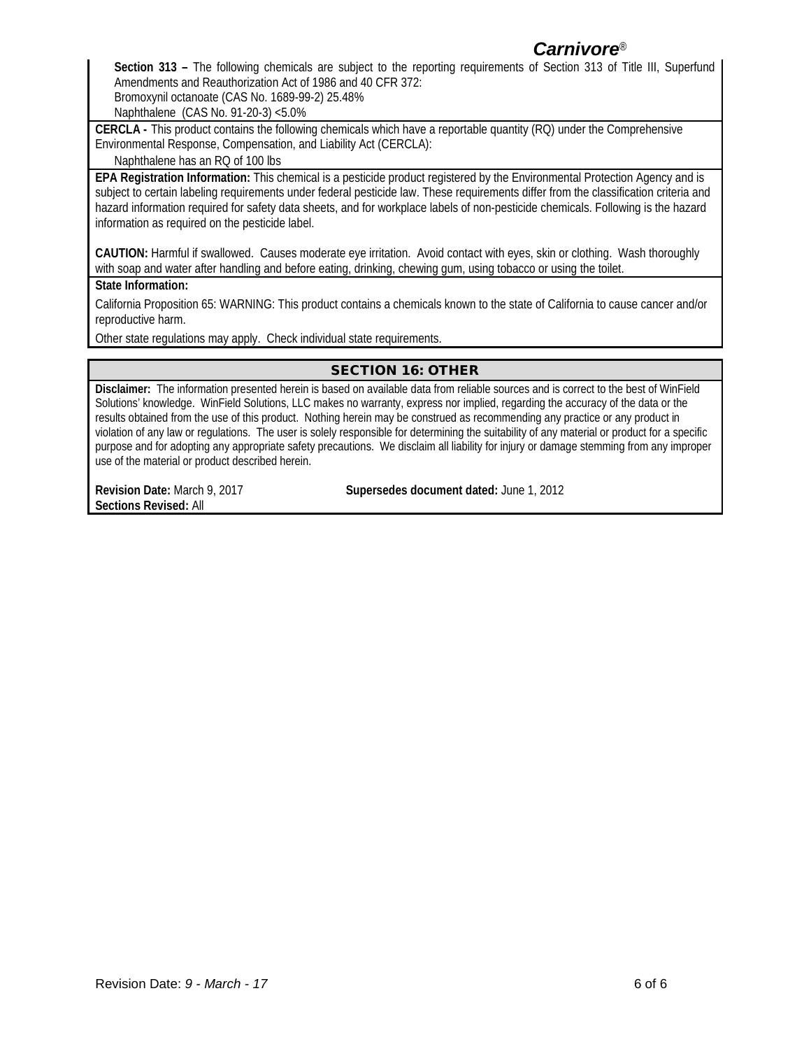**Section 313 –** The following chemicals are subject to the reporting requirements of Section 313 of Title III, Superfund Amendments and Reauthorization Act of 1986 and 40 CFR 372:

Bromoxynil octanoate (CAS No. 1689-99-2) 25.48%

Naphthalene (CAS No. 91-20-3) <5.0%

**CERCLA -** This product contains the following chemicals which have a reportable quantity (RQ) under the Comprehensive Environmental Response, Compensation, and Liability Act (CERCLA):

Naphthalene has an RQ of 100 lbs

**EPA Registration Information:** This chemical is a pesticide product registered by the Environmental Protection Agency and is subject to certain labeling requirements under federal pesticide law. These requirements differ from the classification criteria and hazard information required for safety data sheets, and for workplace labels of non-pesticide chemicals. Following is the hazard information as required on the pesticide label.

**CAUTION:** Harmful if swallowed. Causes moderate eye irritation. Avoid contact with eyes, skin or clothing. Wash thoroughly with soap and water after handling and before eating, drinking, chewing gum, using tobacco or using the toilet.

**State Information:**

California Proposition 65: WARNING: This product contains a chemicals known to the state of California to cause cancer and/or reproductive harm.

Other state regulations may apply. Check individual state requirements.

## SECTION 16: OTHER

**Disclaimer:** The information presented herein is based on available data from reliable sources and is correct to the best of WinField Solutions' knowledge. WinField Solutions, LLC makes no warranty, express nor implied, regarding the accuracy of the data or the results obtained from the use of this product. Nothing herein may be construed as recommending any practice or any product in violation of any law or regulations. The user is solely responsible for determining the suitability of any material or product for a specific purpose and for adopting any appropriate safety precautions. We disclaim all liability for injury or damage stemming from any improper use of the material or product described herein.

**Revision Date:** March 9, 2017 **Supersedes document dated:** June 1, 2012

**Sections Revised:** All